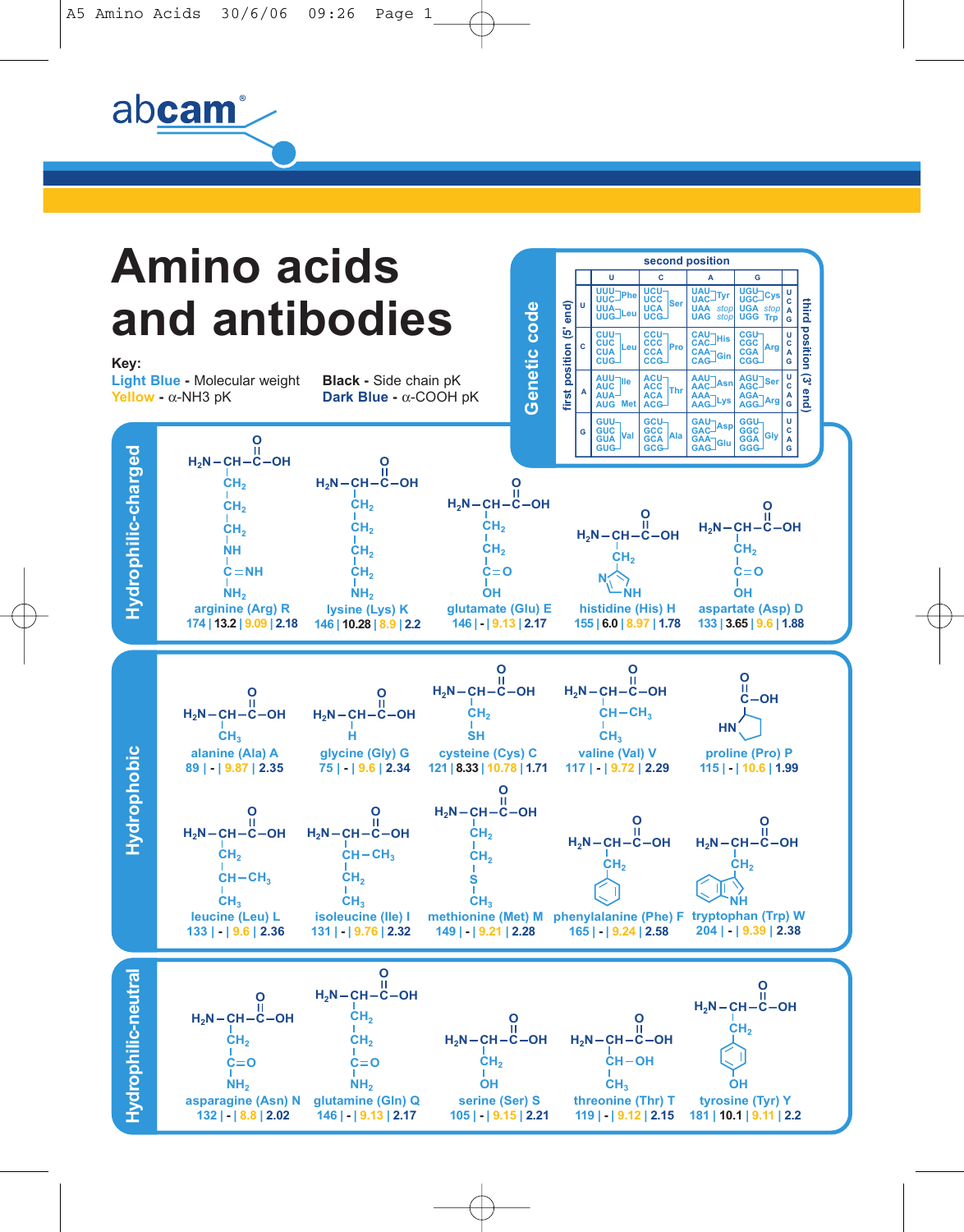abcam®

# Amino acids and antibodies

**Key:**

Light Blue - Molecular weight
Yellow - α-NH3 pK
Black - Side chain pK
Dark Blue - α-COOH pK

## Genetic code

| first position (5' end) | U | C | A | G | third position (3' end) |
|---|---|---|---|---|---|
| **U** | UUU Phe, UUC Phe, UUA Leu, UUG Leu | UCU Ser, UCC Ser, UCA Ser, UCG Ser | UAU Tyr, UAC Tyr, UAA stop, UAG stop | UGU Cys, UGC Cys, UGA stop, UGG Trp | U C A G |
| **C** | CUU Leu, CUC Leu, CUA Leu, CUG Leu | CCU Pro, CCC Pro, CCA Pro, CCG Pro | CAU His, CAC His, CAA Gln, CAG Gln | CGU Arg, CGC Arg, CGA Arg, CGG Arg | U C A G |
| **A** | AUU Ile, AUC Ile, AUA Ile, AUG Met | ACU Thr, ACC Thr, ACA Thr, ACG Thr | AAU Asn, AAC Asn, AAA Lys, AAG Lys | AGU Ser, AGC Ser, AGA Arg, AGG Arg | U C A G |
| **G** | GUU Val, GUC Val, GUA Val, GUG Val | GCU Ala, GCC Ala, GCA Ala, GCG Ala | GAU Asp, GAC Asp, GAA Glu, GAG Glu | GGU Gly, GGC Gly, GGA Gly, GGG Gly | U C A G |

(Columns: second position)

## Hydrophilic-charged

| Amino acid | Side chain | Molecular weight | Side chain pK | α-NH3 pK | α-COOH pK |
|---|---|---|---|---|---|
| arginine (Arg) R | $CH_2$–$CH_2$–$CH_2$–NH–C(=NH)–$NH_2$ | 174 | 13.2 | 9.09 | 2.18 |
| lysine (Lys) K | $CH_2$–$CH_2$–$CH_2$–$CH_2$–$NH_2$ | 146 | 10.28 | 8.9 | 2.2 |
| glutamate (Glu) E | $CH_2$–$CH_2$–C(=O)–OH | 146 | - | 9.13 | 2.17 |
| histidine (His) H | $CH_2$–imidazole (N, NH) | 155 | 6.0 | 8.97 | 1.78 |
| aspartate (Asp) D | $CH_2$–C(=O)–OH | 133 | 3.65 | 9.6 | 1.88 |

## Hydrophobic

| Amino acid | Side chain | Molecular weight | Side chain pK | α-NH3 pK | α-COOH pK |
|---|---|---|---|---|---|
| alanine (Ala) A | $CH_3$ | 89 | - | 9.87 | 2.35 |
| glycine (Gly) G | H | 75 | - | 9.6 | 2.34 |
| cysteine (Cys) C | $CH_2$–SH | 121 | 8.33 | 10.78 | 1.71 |
| valine (Val) V | CH–$CH_3$, $CH_3$ | 117 | - | 9.72 | 2.29 |
| proline (Pro) P | HN ring–C(=O)–OH | 115 | - | 10.6 | 1.99 |
| leucine (Leu) L | $CH_2$–CH–$CH_3$, $CH_3$ | 133 | - | 9.6 | 2.36 |
| isoleucine (Ile) I | CH–$CH_3$, $CH_2$–$CH_3$ | 131 | - | 9.76 | 2.32 |
| methionine (Met) M | $CH_2$–$CH_2$–S–$CH_3$ | 149 | - | 9.21 | 2.28 |
| phenylalanine (Phe) F | $CH_2$–phenyl | 165 | - | 9.24 | 2.58 |
| tryptophan (Trp) W | $CH_2$–indole (NH) | 204 | - | 9.39 | 2.38 |

## Hydrophilic-neutral

| Amino acid | Side chain | Molecular weight | Side chain pK | α-NH3 pK | α-COOH pK |
|---|---|---|---|---|---|
| asparagine (Asn) N | $CH_2$–C(=O)–$NH_2$ | 132 | - | 8.8 | 2.02 |
| glutamine (Gln) Q | $CH_2$–$CH_2$–C(=O)–$NH_2$ | 146 | - | 9.13 | 2.17 |
| serine (Ser) S | $CH_2$–OH | 105 | - | 9.15 | 2.21 |
| threonine (Thr) T | CH–OH, $CH_3$ | 119 | - | 9.12 | 2.15 |
| tyrosine (Tyr) Y | $CH_2$–phenyl–OH | 181 | 10.1 | 9.11 | 2.2 |

All amino acids share the backbone $H_2N$–CH–C(=O)–OH.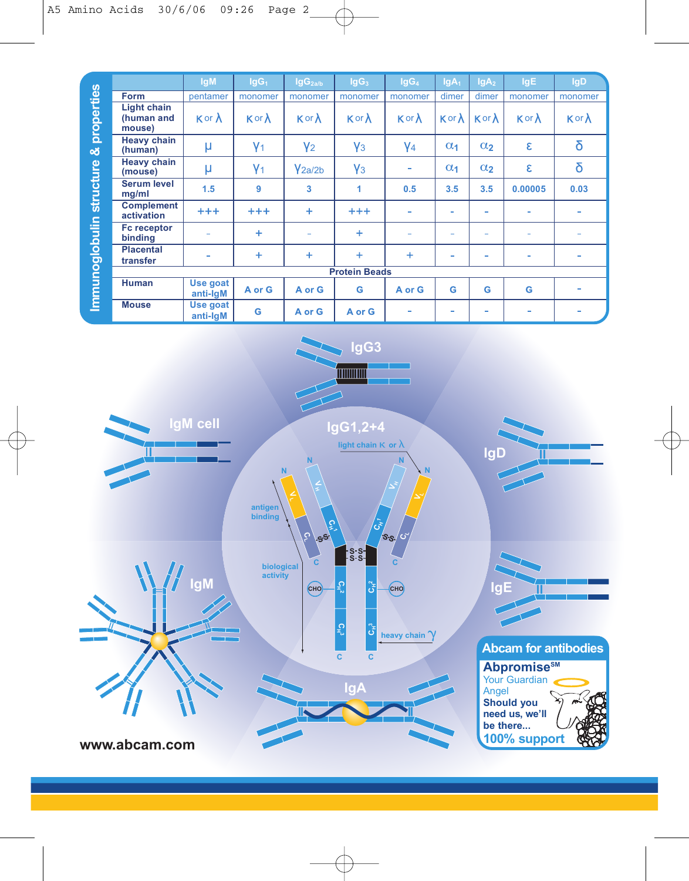## Immunoglobulin structure & properties

| | IgM | $IgG_1$ | $IgG_{2a/b}$ | $IgG_3$ | $IgG_4$ | $IgA_1$ | $IgA_2$ | IgE | IgD |
|---|---|---|---|---|---|---|---|---|---|
| Form | pentamer | monomer | monomer | monomer | monomer | dimer | dimer | monomer | monomer |
| Light chain (human and mouse) | κ or λ | κ or λ | κ or λ | κ or λ | κ or λ | κ or λ | κ or λ | κ or λ | κ or λ |
| Heavy chain (human) | μ | $\gamma_1$ | $\gamma_2$ | $\gamma_3$ | $\gamma_4$ | $\alpha_1$ | $\alpha_2$ | ε | δ |
| Heavy chain (mouse) | μ | $\gamma_1$ | $\gamma_{2a/2b}$ | $\gamma_3$ | - | $\alpha_1$ | $\alpha_2$ | ε | δ |
| Serum level mg/ml | 1.5 | 9 | 3 | 1 | 0.5 | 3.5 | 3.5 | 0.00005 | 0.03 |
| Complement activation | +++ | +++ | + | +++ | - | - | - | - | - |
| Fc receptor binding | - | + | - | + | - | - | - | - | - |
| Placental transfer | - | + | + | + | + | - | - | - | - |
| **Protein Beads** | | | | | | | | | |
| Human | Use goat anti-IgM | A or G | A or G | G | A or G | G | G | G | - |
| Mouse | Use goat anti-IgM | G | A or G | A or G | - | - | - | - | - |

IgG3

IgM cell

IgG1,2+4

light chain κ or λ

N N N N

$V_H$ $V_L$ $V_H$ $V_L$

antigen binding

$C_H1$ $C_L$ $C_H1$ $C_L$

-S-S- -S-S- -S-S- -S-S-

C C

biological activity

CHO CHO

$C_H2$ $C_H2$

$C_H3$ $C_H3$

heavy chain γ

C C

IgD

IgM

IgE

IgA

www.abcam.com

**Abcam for antibodies**

**Abpromise**SM

Your Guardian Angel

**Should you need us, we'll be there...**

**100% support**